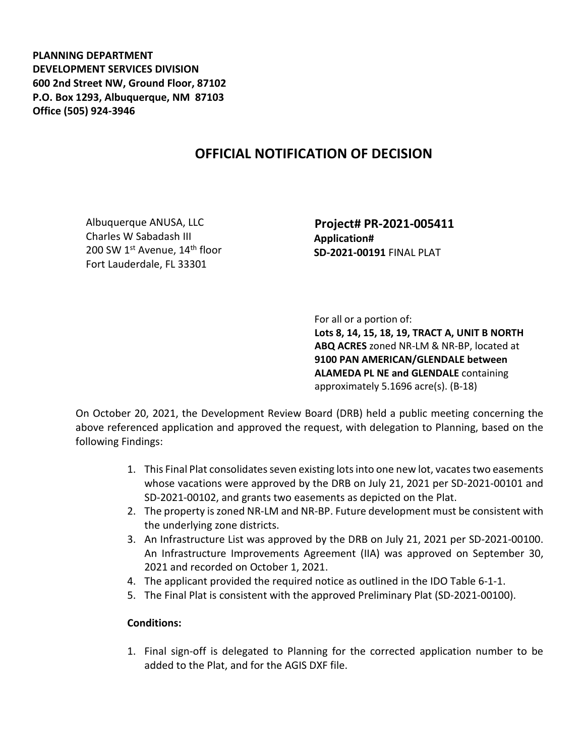**PLANNING DEPARTMENT**
**DEVELOPMENT SERVICES DIVISION**
**600 2nd Street NW, Ground Floor, 87102**
**P.O. Box 1293, Albuquerque, NM 87103**
**Office (505) 924-3946**

# OFFICIAL NOTIFICATION OF DECISION

Albuquerque ANUSA, LLC
Charles W Sabadash III
200 SW 1st Avenue, 14th floor
Fort Lauderdale, FL 33301

**Project# PR-2021-005411**
**Application#**
**SD-2021-00191** FINAL PLAT

For all or a portion of:
**Lots 8, 14, 15, 18, 19, TRACT A, UNIT B NORTH ABQ ACRES** zoned NR-LM & NR-BP, located at **9100 PAN AMERICAN/GLENDALE between ALAMEDA PL NE and GLENDALE** containing approximately 5.1696 acre(s). (B-18)

On October 20, 2021, the Development Review Board (DRB) held a public meeting concerning the above referenced application and approved the request, with delegation to Planning, based on the following Findings:

1. This Final Plat consolidates seven existing lots into one new lot, vacates two easements whose vacations were approved by the DRB on July 21, 2021 per SD-2021-00101 and SD-2021-00102, and grants two easements as depicted on the Plat.
2. The property is zoned NR-LM and NR-BP. Future development must be consistent with the underlying zone districts.
3. An Infrastructure List was approved by the DRB on July 21, 2021 per SD-2021-00100. An Infrastructure Improvements Agreement (IIA) was approved on September 30, 2021 and recorded on October 1, 2021.
4. The applicant provided the required notice as outlined in the IDO Table 6-1-1.
5. The Final Plat is consistent with the approved Preliminary Plat (SD-2021-00100).

**Conditions:**

1. Final sign-off is delegated to Planning for the corrected application number to be added to the Plat, and for the AGIS DXF file.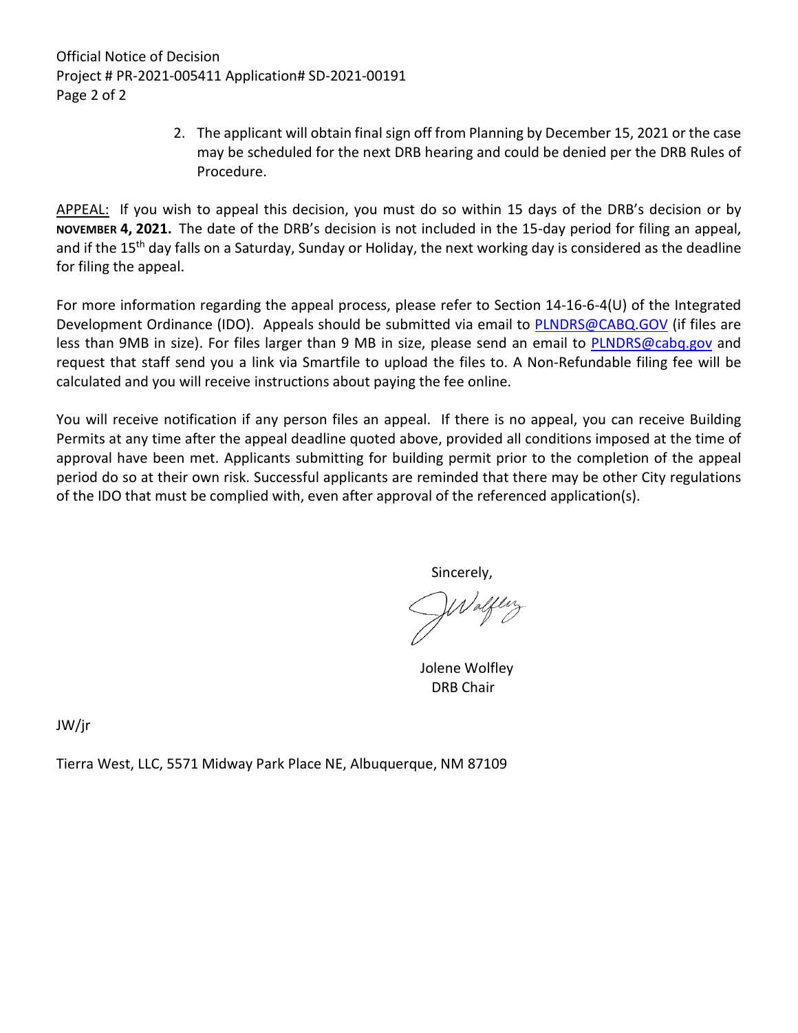2. The applicant will obtain final sign off from Planning by December 15, 2021 or the case may be scheduled for the next DRB hearing and could be denied per the DRB Rules of Procedure.

APPEAL: If you wish to appeal this decision, you must do so within 15 days of the DRB's decision or by **NOVEMBER 4, 2021.** The date of the DRB's decision is not included in the 15-day period for filing an appeal, and if the 15th day falls on a Saturday, Sunday or Holiday, the next working day is considered as the deadline for filing the appeal.

For more information regarding the appeal process, please refer to Section 14-16-6-4(U) of the Integrated Development Ordinance (IDO). Appeals should be submitted via email to PLNDRS@CABQ.GOV (if files are less than 9MB in size). For files larger than 9 MB in size, please send an email to PLNDRS@cabq.gov and request that staff send you a link via Smartfile to upload the files to. A Non-Refundable filing fee will be calculated and you will receive instructions about paying the fee online.

You will receive notification if any person files an appeal. If there is no appeal, you can receive Building Permits at any time after the appeal deadline quoted above, provided all conditions imposed at the time of approval have been met. Applicants submitting for building permit prior to the completion of the appeal period do so at their own risk. Successful applicants are reminded that there may be other City regulations of the IDO that must be complied with, even after approval of the referenced application(s).

Sincerely,

JWolfley

Jolene Wolfley
DRB Chair

JW/jr

Tierra West, LLC, 5571 Midway Park Place NE, Albuquerque, NM 87109